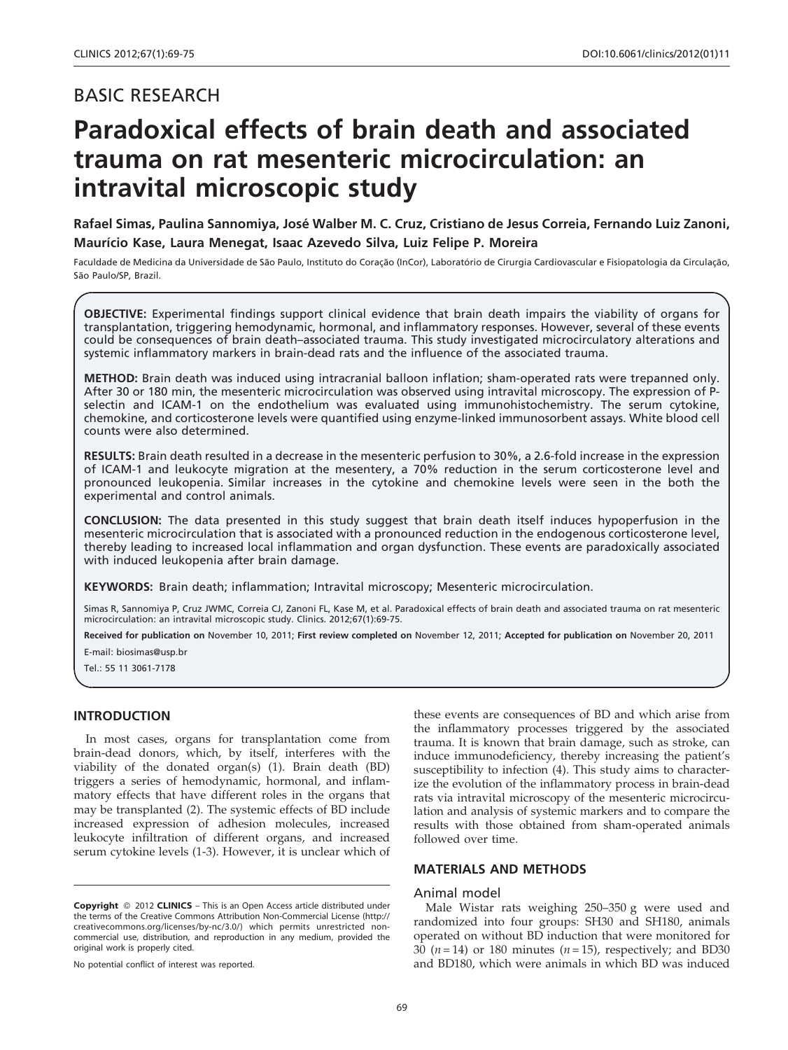BASIC RESEARCH

# Paradoxical effects of brain death and associated trauma on rat mesenteric microcirculation: an intravital microscopic study

**Rafael Simas, Paulina Sannomiya, José Walber M. C. Cruz, Cristiano de Jesus Correia, Fernando Luiz Zanoni, Maurício Kase, Laura Menegat, Isaac Azevedo Silva, Luiz Felipe P. Moreira**

Faculdade de Medicina da Universidade de São Paulo, Instituto do Coração (InCor), Laboratório de Cirurgia Cardiovascular e Fisiopatologia da Circulação, São Paulo/SP, Brazil.

**OBJECTIVE:** Experimental findings support clinical evidence that brain death impairs the viability of organs for transplantation, triggering hemodynamic, hormonal, and inflammatory responses. However, several of these events could be consequences of brain death–associated trauma. This study investigated microcirculatory alterations and systemic inflammatory markers in brain-dead rats and the influence of the associated trauma.

**METHOD:** Brain death was induced using intracranial balloon inflation; sham-operated rats were trepanned only. After 30 or 180 min, the mesenteric microcirculation was observed using intravital microscopy. The expression of P-selectin and ICAM-1 on the endothelium was evaluated using immunohistochemistry. The serum cytokine, chemokine, and corticosterone levels were quantified using enzyme-linked immunosorbent assays. White blood cell counts were also determined.

**RESULTS:** Brain death resulted in a decrease in the mesenteric perfusion to 30%, a 2.6-fold increase in the expression of ICAM-1 and leukocyte migration at the mesentery, a 70% reduction in the serum corticosterone level and pronounced leukopenia. Similar increases in the cytokine and chemokine levels were seen in the both the experimental and control animals.

**CONCLUSION:** The data presented in this study suggest that brain death itself induces hypoperfusion in the mesenteric microcirculation that is associated with a pronounced reduction in the endogenous corticosterone level, thereby leading to increased local inflammation and organ dysfunction. These events are paradoxically associated with induced leukopenia after brain damage.

**KEYWORDS:** Brain death; inflammation; Intravital microscopy; Mesenteric microcirculation.

Simas R, Sannomiya P, Cruz JWMC, Correia CJ, Zanoni FL, Kase M, et al. Paradoxical effects of brain death and associated trauma on rat mesenteric microcirculation: an intravital microscopic study. Clinics. 2012;67(1):69-75.

**Received for publication on** November 10, 2011; **First review completed on** November 12, 2011; **Accepted for publication on** November 20, 2011

E-mail: biosimas@usp.br

Tel.: 55 11 3061-7178

## INTRODUCTION

In most cases, organs for transplantation come from brain-dead donors, which, by itself, interferes with the viability of the donated organ(s) (1). Brain death (BD) triggers a series of hemodynamic, hormonal, and inflammatory effects that have different roles in the organs that may be transplanted (2). The systemic effects of BD include increased expression of adhesion molecules, increased leukocyte infiltration of different organs, and increased serum cytokine levels (1-3). However, it is unclear which of these events are consequences of BD and which arise from the inflammatory processes triggered by the associated trauma. It is known that brain damage, such as stroke, can induce immunodeficiency, thereby increasing the patient's susceptibility to infection (4). This study aims to characterize the evolution of the inflammatory process in brain-dead rats via intravital microscopy of the mesenteric microcirculation and analysis of systemic markers and to compare the results with those obtained from sham-operated animals followed over time.

## MATERIALS AND METHODS

### Animal model

Male Wistar rats weighing 250–350 g were used and randomized into four groups: SH30 and SH180, animals operated on without BD induction that were monitored for 30 ($n = 14$) or 180 minutes ($n = 15$), respectively; and BD30 and BD180, which were animals in which BD was induced

**Copyright** © 2012 **CLINICS** – This is an Open Access article distributed under the terms of the Creative Commons Attribution Non-Commercial License (http://creativecommons.org/licenses/by-nc/3.0/) which permits unrestricted non-commercial use, distribution, and reproduction in any medium, provided the original work is properly cited.

No potential conflict of interest was reported.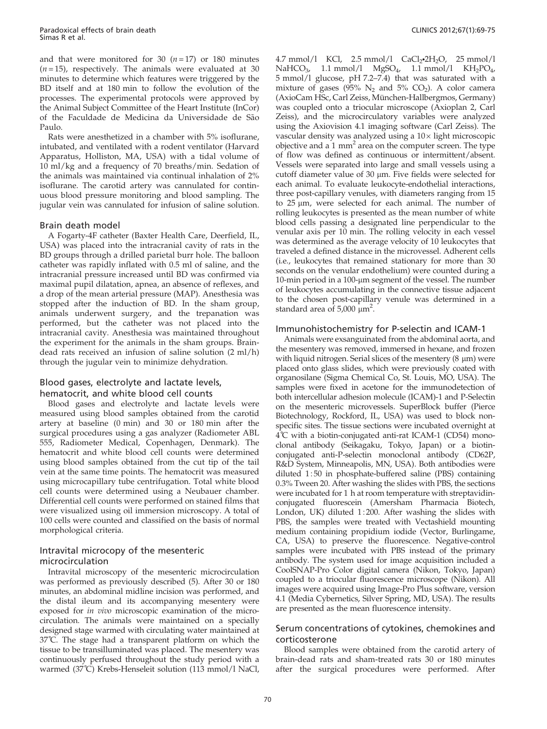and that were monitored for 30 ($n = 17$) or 180 minutes ($n = 15$), respectively. The animals were evaluated at 30 minutes to determine which features were triggered by the BD itself and at 180 min to follow the evolution of the processes. The experimental protocols were approved by the Animal Subject Committee of the Heart Institute (InCor) of the Faculdade de Medicina da Universidade de São Paulo.

Rats were anesthetized in a chamber with 5% isoflurane, intubated, and ventilated with a rodent ventilator (Harvard Apparatus, Holliston, MA, USA) with a tidal volume of 10 ml/kg and a frequency of 70 breaths/min. Sedation of the animals was maintained via continual inhalation of 2% isoflurane. The carotid artery was cannulated for continuous blood pressure monitoring and blood sampling. The jugular vein was cannulated for infusion of saline solution.

## Brain death model

A Fogarty-4F catheter (Baxter Health Care, Deerfield, IL, USA) was placed into the intracranial cavity of rats in the BD groups through a drilled parietal burr hole. The balloon catheter was rapidly inflated with 0.5 ml of saline, and the intracranial pressure increased until BD was confirmed via maximal pupil dilatation, apnea, an absence of reflexes, and a drop of the mean arterial pressure (MAP). Anesthesia was stopped after the induction of BD. In the sham group, animals underwent surgery, and the trepanation was performed, but the catheter was not placed into the intracranial cavity. Anesthesia was maintained throughout the experiment for the animals in the sham groups. Brain-dead rats received an infusion of saline solution (2 ml/h) through the jugular vein to minimize dehydration.

## Blood gases, electrolyte and lactate levels, hematocrit, and white blood cell counts

Blood gases and electrolyte and lactate levels were measured using blood samples obtained from the carotid artery at baseline (0 min) and 30 or 180 min after the surgical procedures using a gas analyzer (Radiometer ABL 555, Radiometer Medical, Copenhagen, Denmark). The hematocrit and white blood cell counts were determined using blood samples obtained from the cut tip of the tail vein at the same time points. The hematocrit was measured using microcapillary tube centrifugation. Total white blood cell counts were determined using a Neubauer chamber. Differential cell counts were performed on stained films that were visualized using oil immersion microscopy. A total of 100 cells were counted and classified on the basis of normal morphological criteria.

## Intravital microcopy of the mesenteric microcirculation

Intravital microscopy of the mesenteric microcirculation was performed as previously described (5). After 30 or 180 minutes, an abdominal midline incision was performed, and the distal ileum and its accompanying mesentery were exposed for *in vivo* microscopic examination of the microcirculation. The animals were maintained on a specially designed stage warmed with circulating water maintained at 37℃. The stage had a transparent platform on which the tissue to be transilluminated was placed. The mesentery was continuously perfused throughout the study period with a warmed (37℃) Krebs-Henseleit solution (113 mmol/l NaCl, 4.7 mmol/l KCl, 2.5 mmol/l $CaCl_2 \cdot 2H_2O$, 25 mmol/l $NaHCO_3$, 1.1 mmol/l $MgSO_4$, 1.1 mmol/l $KH_2PO_4$, 5 mmol/l glucose, pH 7.2–7.4) that was saturated with a mixture of gases (95% $N_2$ and 5% $CO_2$). A color camera (AxioCam HSc, Carl Zeiss, München-Hallbergmos, Germany) was coupled onto a triocular microscope (Axioplan 2, Carl Zeiss), and the microcirculatory variables were analyzed using the Axiovision 4.1 imaging software (Carl Zeiss). The vascular density was analyzed using a 10× light microscopic objective and a 1 mm$^2$ area on the computer screen. The type of flow was defined as continuous or intermittent/absent. Vessels were separated into large and small vessels using a cutoff diameter value of 30 µm. Five fields were selected for each animal. To evaluate leukocyte-endothelial interactions, three post-capillary venules, with diameters ranging from 15 to 25 µm, were selected for each animal. The number of rolling leukocytes is presented as the mean number of white blood cells passing a designated line perpendicular to the venular axis per 10 min. The rolling velocity in each vessel was determined as the average velocity of 10 leukocytes that traveled a defined distance in the microvessel. Adherent cells (i.e., leukocytes that remained stationary for more than 30 seconds on the venular endothelium) were counted during a 10-min period in a 100-µm segment of the vessel. The number of leukocytes accumulating in the connective tissue adjacent to the chosen post-capillary venule was determined in a standard area of 5,000 µm$^2$.

## Immunohistochemistry for P-selectin and ICAM-1

Animals were exsanguinated from the abdominal aorta, and the mesentery was removed, immersed in hexane, and frozen with liquid nitrogen. Serial slices of the mesentery (8 µm) were placed onto glass slides, which were previously coated with organosilane (Sigma Chemical Co, St. Louis, MO, USA). The samples were fixed in acetone for the immunodetection of both intercellular adhesion molecule (ICAM)-1 and P-Selectin on the mesenteric microvessels. SuperBlock buffer (Pierce Biotechnology, Rockford, IL, USA) was used to block non-specific sites. The tissue sections were incubated overnight at 4℃ with a biotin-conjugated anti-rat ICAM-1 (CD54) monoclonal antibody (Seikagaku, Tokyo, Japan) or a biotin-conjugated anti-P-selectin monoclonal antibody (CD62P, R&D System, Minneapolis, MN, USA). Both antibodies were diluted 1:50 in phosphate-buffered saline (PBS) containing 0.3% Tween 20. After washing the slides with PBS, the sections were incubated for 1 h at room temperature with streptavidin-conjugated fluorescein (Amersham Pharmacia Biotech, London, UK) diluted 1:200. After washing the slides with PBS, the samples were treated with Vectashield mounting medium containing propidium iodide (Vector, Burlingame, CA, USA) to preserve the fluorescence. Negative-control samples were incubated with PBS instead of the primary antibody. The system used for image acquisition included a CoolSNAP-Pro Color digital camera (Nikon, Tokyo, Japan) coupled to a triocular fluorescence microscope (Nikon). All images were acquired using Image-Pro Plus software, version 4.1 (Media Cybernetics, Silver Spring, MD, USA). The results are presented as the mean fluorescence intensity.

## Serum concentrations of cytokines, chemokines and corticosterone

Blood samples were obtained from the carotid artery of brain-dead rats and sham-treated rats 30 or 180 minutes after the surgical procedures were performed. After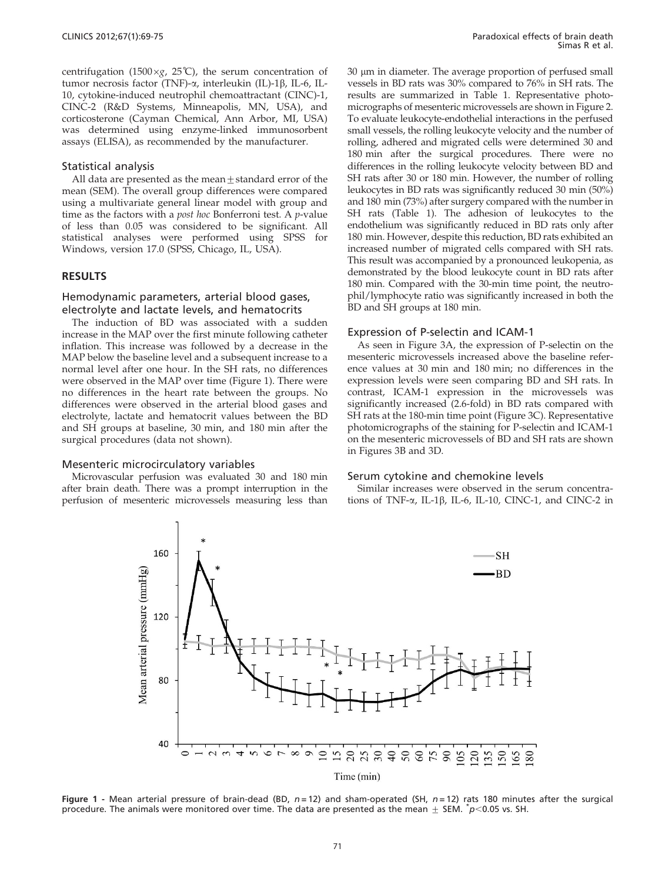centrifugation (1500×*g*, 25℃), the serum concentration of tumor necrosis factor (TNF)-α, interleukin (IL)-1β, IL-6, IL-10, cytokine-induced neutrophil chemoattractant (CINC)-1, CINC-2 (R&D Systems, Minneapolis, MN, USA), and corticosterone (Cayman Chemical, Ann Arbor, MI, USA) was determined using enzyme-linked immunosorbent assays (ELISA), as recommended by the manufacturer.

### Statistical analysis

All data are presented as the mean ± standard error of the mean (SEM). The overall group differences were compared using a multivariate general linear model with group and time as the factors with a *post hoc* Bonferroni test. A *p*-value of less than 0.05 was considered to be significant. All statistical analyses were performed using SPSS for Windows, version 17.0 (SPSS, Chicago, IL, USA).

## RESULTS

### Hemodynamic parameters, arterial blood gases, electrolyte and lactate levels, and hematocrits

The induction of BD was associated with a sudden increase in the MAP over the first minute following catheter inflation. This increase was followed by a decrease in the MAP below the baseline level and a subsequent increase to a normal level after one hour. In the SH rats, no differences were observed in the MAP over time (Figure 1). There were no differences in the heart rate between the groups. No differences were observed in the arterial blood gases and electrolyte, lactate and hematocrit values between the BD and SH groups at baseline, 30 min, and 180 min after the surgical procedures (data not shown).

### Mesenteric microcirculatory variables

Microvascular perfusion was evaluated 30 and 180 min after brain death. There was a prompt interruption in the perfusion of mesenteric microvessels measuring less than 30 μm in diameter. The average proportion of perfused small vessels in BD rats was 30% compared to 76% in SH rats. The results are summarized in Table 1. Representative photomicrographs of mesenteric microvessels are shown in Figure 2. To evaluate leukocyte-endothelial interactions in the perfused small vessels, the rolling leukocyte velocity and the number of rolling, adhered and migrated cells were determined 30 and 180 min after the surgical procedures. There were no differences in the rolling leukocyte velocity between BD and SH rats after 30 or 180 min. However, the number of rolling leukocytes in BD rats was significantly reduced 30 min (50%) and 180 min (73%) after surgery compared with the number in SH rats (Table 1). The adhesion of leukocytes to the endothelium was significantly reduced in BD rats only after 180 min. However, despite this reduction, BD rats exhibited an increased number of migrated cells compared with SH rats. This result was accompanied by a pronounced leukopenia, as demonstrated by the blood leukocyte count in BD rats after 180 min. Compared with the 30-min time point, the neutrophil/lymphocyte ratio was significantly increased in both the BD and SH groups at 180 min.

### Expression of P-selectin and ICAM-1

As seen in Figure 3A, the expression of P-selectin on the mesenteric microvessels increased above the baseline reference values at 30 min and 180 min; no differences in the expression levels were seen comparing BD and SH rats. In contrast, ICAM-1 expression in the microvessels was significantly increased (2.6-fold) in BD rats compared with SH rats at the 180-min time point (Figure 3C). Representative photomicrographs of the staining for P-selectin and ICAM-1 on the mesenteric microvessels of BD and SH rats are shown in Figures 3B and 3D.

### Serum cytokine and chemokine levels

Similar increases were observed in the serum concentrations of TNF-α, IL-1β, IL-6, IL-10, CINC-1, and CINC-2 in

**Figure 1 -** Mean arterial pressure of brain-dead (BD, $n = 12$) and sham-operated (SH, $n = 12$) rats 180 minutes after the surgical procedure. The animals were monitored over time. The data are presented as the mean ± SEM. *$p < 0.05$ vs. SH.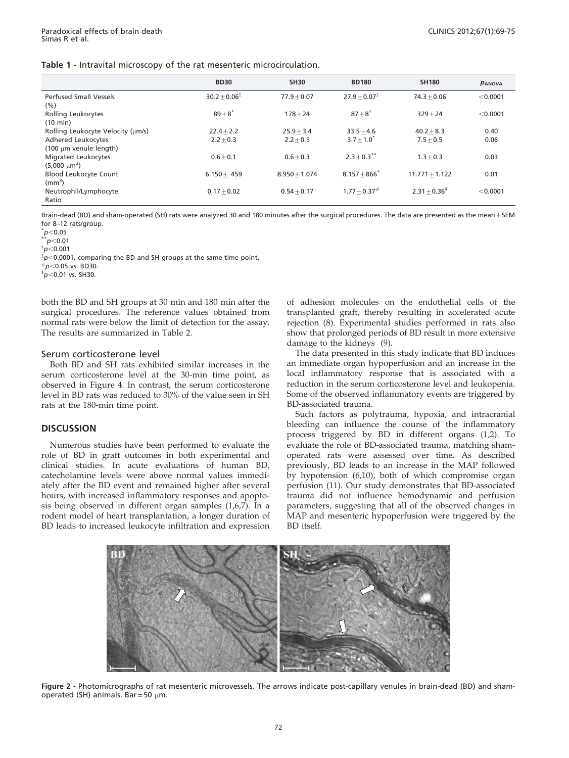**Table 1 -** Intravital microscopy of the rat mesenteric microcirculation.

| | BD30 | SH30 | BD180 | SH180 | $p_{ANOVA}$ |
|---|---|---|---|---|---|
| Perfused Small Vessels (%) | $30.2 \pm 0.06^{‡}$ | $77.9 \pm 0.07$ | $27.9 \pm 0.07^{‡}$ | $74.3 \pm 0.06$ | $<0.0001$ |
| Rolling Leukocytes (10 min) | $89 \pm 8^{*}$ | $178 \pm 24$ | $87 \pm 8^{†}$ | $329 \pm 24$ | $<0.0001$ |
| Rolling Leukocyte Velocity (μm/s) | $22.4 \pm 2.2$ | $25.9 \pm 3.4$ | $33.5 \pm 4.6$ | $40.2 \pm 8.3$ | 0.40 |
| Adhered Leukocytes (100 μm venule length) | $2.2 \pm 0.3$ | $2.2 \pm 0.5$ | $3.7 \pm 1.0^{*}$ | $7.5 \pm 0.5$ | 0.06 |
| Migrated Leukocytes (5,000 $\mu m^2$) | $0.6 \pm 0.1$ | $0.6 \pm 0.3$ | $2.3 \pm 0.3^{**}$ | $1.3 \pm 0.3$ | 0.03 |
| Blood Leukocyte Count ($mm^3$) | $6.150 \pm 459$ | $8.950 \pm 1.074$ | $8.157 \pm 866^{*}$ | $11.771 \pm 1.122$ | 0.01 |
| Neutrophil/Lymphocyte Ratio | $0.17 \pm 0.02$ | $0.54 \pm 0.17$ | $1.77 \pm 0.37^{\#}$ | $2.31 \pm 0.36^{§}$ | $<0.0001$ |

Brain-dead (BD) and sham-operated (SH) rats were analyzed 30 and 180 minutes after the surgical procedures. The data are presented as the mean ± SEM for 8–12 rats/group.
$^{*}p<0.05$
$^{**}p<0.01$
$^{†}p<0.001$
$^{‡}p<0.0001$, comparing the BD and SH groups at the same time point.
$^{\#}p<0.05$ vs. BD30.
$^{§}p<0.01$ vs. SH30.

both the BD and SH groups at 30 min and 180 min after the surgical procedures. The reference values obtained from normal rats were below the limit of detection for the assay. The results are summarized in Table 2.

### Serum corticosterone level

Both BD and SH rats exhibited similar increases in the serum corticosterone level at the 30-min time point, as observed in Figure 4. In contrast, the serum corticosterone level in BD rats was reduced to 30% of the value seen in SH rats at the 180-min time point.

## DISCUSSION

Numerous studies have been performed to evaluate the role of BD in graft outcomes in both experimental and clinical studies. In acute evaluations of human BD, catecholamine levels were above normal values immediately after the BD event and remained higher after several hours, with increased inflammatory responses and apoptosis being observed in different organ samples (1,6,7). In a rodent model of heart transplantation, a longer duration of BD leads to increased leukocyte infiltration and expression of adhesion molecules on the endothelial cells of the transplanted graft, thereby resulting in accelerated acute rejection (8). Experimental studies performed in rats also show that prolonged periods of BD result in more extensive damage to the kidneys (9).

The data presented in this study indicate that BD induces an immediate organ hypoperfusion and an increase in the local inflammatory response that is associated with a reduction in the serum corticosterone level and leukopenia. Some of the observed inflammatory events are triggered by BD-associated trauma.

Such factors as polytrauma, hypoxia, and intracranial bleeding can influence the course of the inflammatory process triggered by BD in different organs (1,2). To evaluate the role of BD-associated trauma, matching sham-operated rats were assessed over time. As described previously, BD leads to an increase in the MAP followed by hypotension (6,10), both of which compromise organ perfusion (11). Our study demonstrates that BD-associated trauma did not influence hemodynamic and perfusion parameters, suggesting that all of the observed changes in MAP and mesenteric hypoperfusion were triggered by the BD itself.

**Figure 2 -** Photomicrographs of rat mesenteric microvessels. The arrows indicate post-capillary venules in brain-dead (BD) and sham-operated (SH) animals. Bar = 50 μm.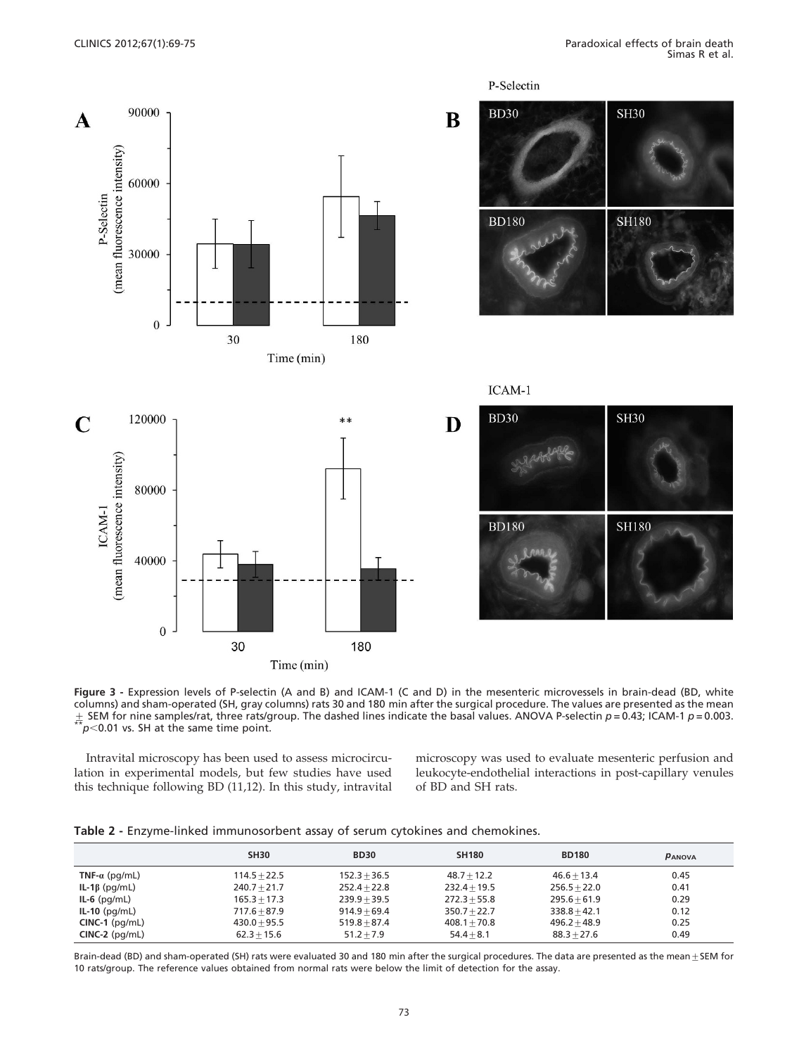**Figure 3 -** Expression levels of P-selectin (A and B) and ICAM-1 (C and D) in the mesenteric microvessels in brain-dead (BD, white columns) and sham-operated (SH, gray columns) rats 30 and 180 min after the surgical procedure. The values are presented as the mean ± SEM for nine samples/rat, three rats/group. The dashed lines indicate the basal values. ANOVA P-selectin $p = 0.43$; ICAM-1 $p = 0.003$. $^{**}p < 0.01$ vs. SH at the same time point.

Intravital microscopy has been used to assess microcirculation in experimental models, but few studies have used this technique following BD (11,12). In this study, intravital microscopy was used to evaluate mesenteric perfusion and leukocyte-endothelial interactions in post-capillary venules of BD and SH rats.

**Table 2 -** Enzyme-linked immunosorbent assay of serum cytokines and chemokines.

| | SH30 | BD30 | SH180 | BD180 | $p_{ANOVA}$ |
|---|---|---|---|---|---|
| **TNF-$\alpha$** (pg/mL) | 114.5±22.5 | 152.3±36.5 | 48.7±12.2 | 46.6±13.4 | 0.45 |
| **IL-1$\beta$** (pg/mL) | 240.7±21.7 | 252.4±22.8 | 232.4±19.5 | 256.5±22.0 | 0.41 |
| **IL-6** (pg/mL) | 165.3±17.3 | 239.9±39.5 | 272.3±55.8 | 295.6±61.9 | 0.29 |
| **IL-10** (pg/mL) | 717.6±87.9 | 914.9±69.4 | 350.7±22.7 | 338.8±42.1 | 0.12 |
| **CINC-1** (pg/mL) | 430.0±95.5 | 519.8±87.4 | 408.1±70.8 | 496.2±48.9 | 0.25 |
| **CINC-2** (pg/mL) | 62.3±15.6 | 51.2±7.9 | 54.4±8.1 | 88.3±27.6 | 0.49 |

Brain-dead (BD) and sham-operated (SH) rats were evaluated 30 and 180 min after the surgical procedures. The data are presented as the mean±SEM for 10 rats/group. The reference values obtained from normal rats were below the limit of detection for the assay.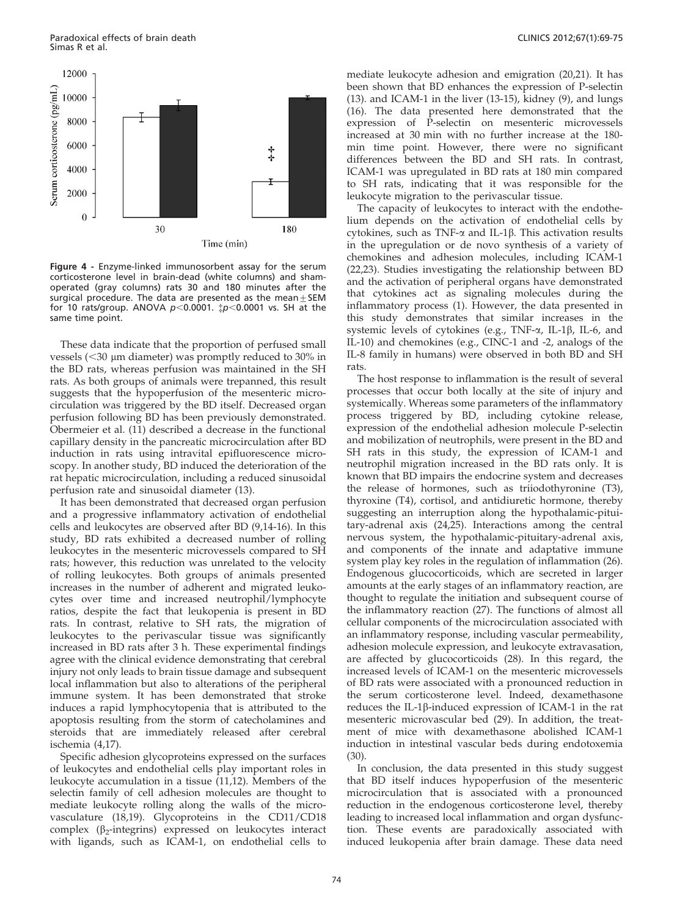Figure 4 - Enzyme-linked immunosorbent assay for the serum corticosterone level in brain-dead (white columns) and sham-operated (gray columns) rats 30 and 180 minutes after the surgical procedure. The data are presented as the mean $\pm$ SEM for 10 rats/group. ANOVA $p<0.0001$. ‡$p<0.0001$ vs. SH at the same time point.

These data indicate that the proportion of perfused small vessels (<30 µm diameter) was promptly reduced to 30% in the BD rats, whereas perfusion was maintained in the SH rats. As both groups of animals were trepanned, this result suggests that the hypoperfusion of the mesenteric microcirculation was triggered by the BD itself. Decreased organ perfusion following BD has been previously demonstrated. Obermeier et al. (11) described a decrease in the functional capillary density in the pancreatic microcirculation after BD induction in rats using intravital epifluorescence microscopy. In another study, BD induced the deterioration of the rat hepatic microcirculation, including a reduced sinusoidal perfusion rate and sinusoidal diameter (13).

It has been demonstrated that decreased organ perfusion and a progressive inflammatory activation of endothelial cells and leukocytes are observed after BD (9,14-16). In this study, BD rats exhibited a decreased number of rolling leukocytes in the mesenteric microvessels compared to SH rats; however, this reduction was unrelated to the velocity of rolling leukocytes. Both groups of animals presented increases in the number of adherent and migrated leukocytes over time and increased neutrophil/lymphocyte ratios, despite the fact that leukopenia is present in BD rats. In contrast, relative to SH rats, the migration of leukocytes to the perivascular tissue was significantly increased in BD rats after 3 h. These experimental findings agree with the clinical evidence demonstrating that cerebral injury not only leads to brain tissue damage and subsequent local inflammation but also to alterations of the peripheral immune system. It has been demonstrated that stroke induces a rapid lymphocytopenia that is attributed to the apoptosis resulting from the storm of catecholamines and steroids that are immediately released after cerebral ischemia (4,17).

Specific adhesion glycoproteins expressed on the surfaces of leukocytes and endothelial cells play important roles in leukocyte accumulation in a tissue (11,12). Members of the selectin family of cell adhesion molecules are thought to mediate leukocyte rolling along the walls of the microvasculature (18,19). Glycoproteins in the CD11/CD18 complex ($\beta_2$-integrins) expressed on leukocytes interact with ligands, such as ICAM-1, on endothelial cells to mediate leukocyte adhesion and emigration (20,21). It has been shown that BD enhances the expression of P-selectin (13). and ICAM-1 in the liver (13-15), kidney (9), and lungs (16). The data presented here demonstrated that the expression of P-selectin on mesenteric microvessels increased at 30 min with no further increase at the 180-min time point. However, there were no significant differences between the BD and SH rats. In contrast, ICAM-1 was upregulated in BD rats at 180 min compared to SH rats, indicating that it was responsible for the leukocyte migration to the perivascular tissue.

The capacity of leukocytes to interact with the endothelium depends on the activation of endothelial cells by cytokines, such as TNF-$\alpha$ and IL-1$\beta$. This activation results in the upregulation or de novo synthesis of a variety of chemokines and adhesion molecules, including ICAM-1 (22,23). Studies investigating the relationship between BD and the activation of peripheral organs have demonstrated that cytokines act as signaling molecules during the inflammatory process (1). However, the data presented in this study demonstrates that similar increases in the systemic levels of cytokines (e.g., TNF-$\alpha$, IL-1$\beta$, IL-6, and IL-10) and chemokines (e.g., CINC-1 and -2, analogs of the IL-8 family in humans) were observed in both BD and SH rats.

The host response to inflammation is the result of several processes that occur both locally at the site of injury and systemically. Whereas some parameters of the inflammatory process triggered by BD, including cytokine release, expression of the endothelial adhesion molecule P-selectin and mobilization of neutrophils, were present in the BD and SH rats in this study, the expression of ICAM-1 and neutrophil migration increased in the BD rats only. It is known that BD impairs the endocrine system and decreases the release of hormones, such as triiodothyronine (T3), thyroxine (T4), cortisol, and antidiuretic hormone, thereby suggesting an interruption along the hypothalamic-pituitary-adrenal axis (24,25). Interactions among the central nervous system, the hypothalamic-pituitary-adrenal axis, and components of the innate and adaptative immune system play key roles in the regulation of inflammation (26). Endogenous glucocorticoids, which are secreted in larger amounts at the early stages of an inflammatory reaction, are thought to regulate the initiation and subsequent course of the inflammatory reaction (27). The functions of almost all cellular components of the microcirculation associated with an inflammatory response, including vascular permeability, adhesion molecule expression, and leukocyte extravasation, are affected by glucocorticoids (28). In this regard, the increased levels of ICAM-1 on the mesenteric microvessels of BD rats were associated with a pronounced reduction in the serum corticosterone level. Indeed, dexamethasone reduces the IL-1$\beta$-induced expression of ICAM-1 in the rat mesenteric microvascular bed (29). In addition, the treatment of mice with dexamethasone abolished ICAM-1 induction in intestinal vascular beds during endotoxemia (30).

In conclusion, the data presented in this study suggest that BD itself induces hypoperfusion of the mesenteric microcirculation that is associated with a pronounced reduction in the endogenous corticosterone level, thereby leading to increased local inflammation and organ dysfunction. These events are paradoxically associated with induced leukopenia after brain damage. These data need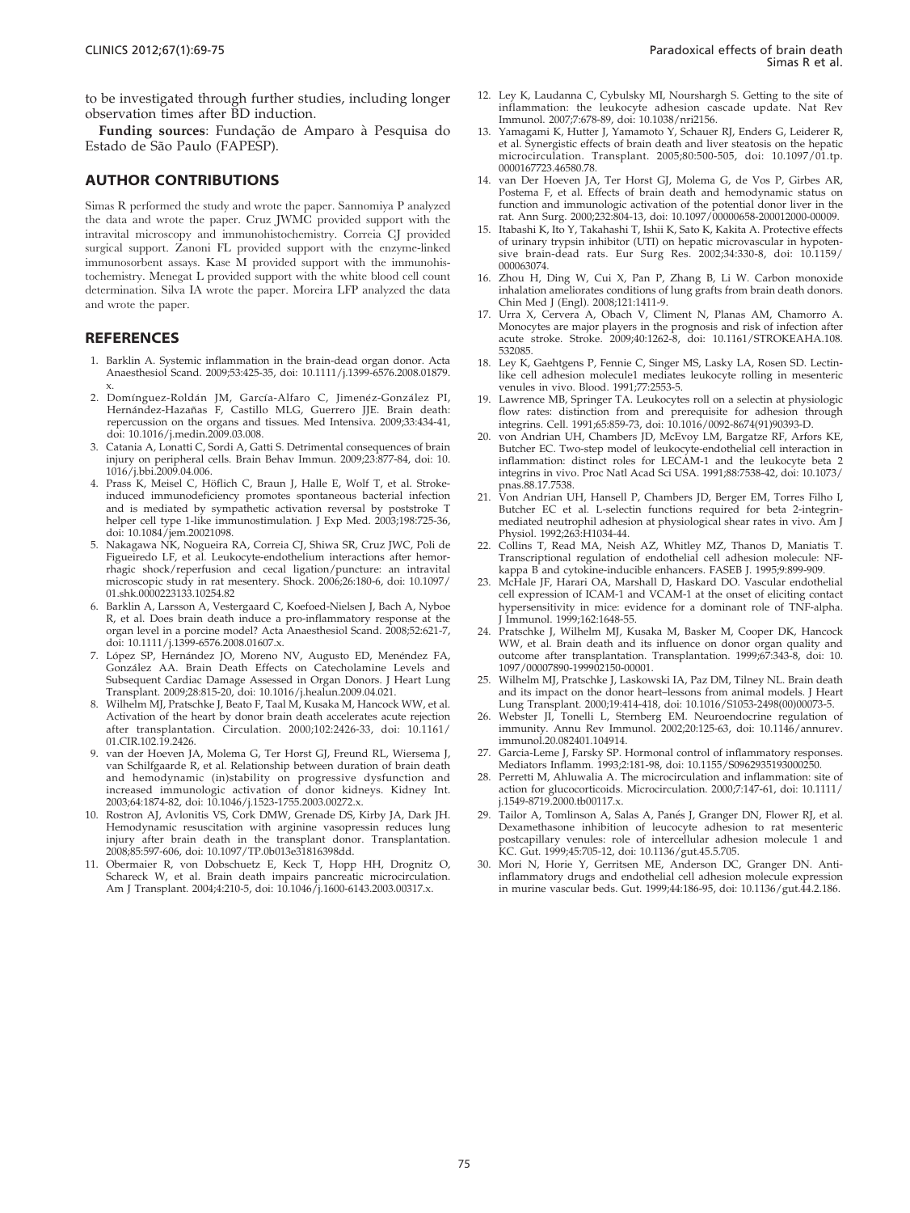to be investigated through further studies, including longer observation times after BD induction.

**Funding sources**: Fundação de Amparo à Pesquisa do Estado de São Paulo (FAPESP).

## AUTHOR CONTRIBUTIONS

Simas R performed the study and wrote the paper. Sannomiya P analyzed the data and wrote the paper. Cruz JWMC provided support with the intravital microscopy and immunohistochemistry. Correia CJ provided surgical support. Zanoni FL provided support with the enzyme-linked immunosorbent assays. Kase M provided support with the immunohistochemistry. Menegat L provided support with the white blood cell count determination. Silva IA wrote the paper. Moreira LFP analyzed the data and wrote the paper.

## REFERENCES

1. Barklin A. Systemic inflammation in the brain-dead organ donor. Acta Anaesthesiol Scand. 2009;53:425-35, doi: 10.1111/j.1399-6576.2008.01879.x.
2. Domínguez-Roldán JM, García-Alfaro C, Jimenéz-González PI, Hernández-Hazañas F, Castillo MLG, Guerrero JJE. Brain death: repercussion on the organs and tissues. Med Intensiva. 2009;33:434-41, doi: 10.1016/j.medin.2009.03.008.
3. Catania A, Lonatti C, Sordi A, Gatti S. Detrimental consequences of brain injury on peripheral cells. Brain Behav Immun. 2009;23:877-84, doi: 10.1016/j.bbi.2009.04.006.
4. Prass K, Meisel C, Höflich C, Braun J, Halle E, Wolf T, et al. Stroke-induced immunodeficiency promotes spontaneous bacterial infection and is mediated by sympathetic activation reversal by poststroke T helper cell type 1-like immunostimulation. J Exp Med. 2003;198:725-36, doi: 10.1084/jem.20021098.
5. Nakagawa NK, Nogueira RA, Correia CJ, Shiwa SR, Cruz JWC, Poli de Figueiredo LF, et al. Leukocyte-endothelium interactions after hemorrhagic shock/reperfusion and cecal ligation/puncture: an intravital microscopic study in rat mesentery. Shock. 2006;26:180-6, doi: 10.1097/01.shk.0000223133.10254.82
6. Barklin A, Larsson A, Vestergaard C, Koefoed-Nielsen J, Bach A, Nyboe R, et al. Does brain death induce a pro-inflammatory response at the organ level in a porcine model? Acta Anaesthesiol Scand. 2008;52:621-7, doi: 10.1111/j.1399-6576.2008.01607.x.
7. López SP, Hernández JO, Moreno NV, Augusto ED, Menéndez FA, González AA. Brain Death Effects on Catecholamine Levels and Subsequent Cardiac Damage Assessed in Organ Donors. J Heart Lung Transplant. 2009;28:815-20, doi: 10.1016/j.healun.2009.04.021.
8. Wilhelm MJ, Pratschke J, Beato F, Taal M, Kusaka M, Hancock WW, et al. Activation of the heart by donor brain death accelerates acute rejection after transplantation. Circulation. 2000;102:2426-33, doi: 10.1161/01.CIR.102.19.2426.
9. van der Hoeven JA, Molema G, Ter Horst GJ, Freund RL, Wiersema J, van Schilfgaarde R, et al. Relationship between duration of brain death and hemodynamic (in)stability on progressive dysfunction and increased immunologic activation of donor kidneys. Kidney Int. 2003;64:1874-82, doi: 10.1046/j.1523-1755.2003.00272.x.
10. Rostron AJ, Avlonitis VS, Cork DMW, Grenade DS, Kirby JA, Dark JH. Hemodynamic resuscitation with arginine vasopressin reduces lung injury after brain death in the transplant donor. Transplantation. 2008;85:597-606, doi: 10.1097/TP.0b013e31816398dd.
11. Obermaier R, von Dobschuetz E, Keck T, Hopp HH, Drognitz O, Schareck W, et al. Brain death impairs pancreatic microcirculation. Am J Transplant. 2004;4:210-5, doi: 10.1046/j.1600-6143.2003.00317.x.
12. Ley K, Laudanna C, Cybulsky MI, Nourshargh S. Getting to the site of inflammation: the leukocyte adhesion cascade update. Nat Rev Immunol. 2007;7:678-89, doi: 10.1038/nri2156.
13. Yamagami K, Hutter J, Yamamoto Y, Schauer RJ, Enders G, Leiderer R, et al. Synergistic effects of brain death and liver steatosis on the hepatic microcirculation. Transplant. 2005;80:500-505, doi: 10.1097/01.tp.0000167723.46580.78.
14. van Der Hoeven JA, Ter Horst GJ, Molema G, de Vos P, Girbes AR, Postema F, et al. Effects of brain death and hemodynamic status on function and immunologic activation of the potential donor liver in the rat. Ann Surg. 2000;232:804-13, doi: 10.1097/00000658-200012000-00009.
15. Itabashi K, Ito Y, Takahashi T, Ishii K, Sato K, Kakita A. Protective effects of urinary trypsin inhibitor (UTI) on hepatic microvascular in hypotensive brain-dead rats. Eur Surg Res. 2002;34:330-8, doi: 10.1159/000063074.
16. Zhou H, Ding W, Cui X, Pan P, Zhang B, Li W. Carbon monoxide inhalation ameliorates conditions of lung grafts from brain death donors. Chin Med J (Engl). 2008;121:1411-9.
17. Urra X, Cervera A, Obach V, Climent N, Planas AM, Chamorro A. Monocytes are major players in the prognosis and risk of infection after acute stroke. Stroke. 2009;40:1262-8, doi: 10.1161/STROKEAHA.108.532085.
18. Ley K, Gaehtgens P, Fennie C, Singer MS, Lasky LA, Rosen SD. Lectin-like cell adhesion molecule1 mediates leukocyte rolling in mesenteric venules in vivo. Blood. 1991;77:2553-5.
19. Lawrence MB, Springer TA. Leukocytes roll on a selectin at physiologic flow rates: distinction from and prerequisite for adhesion through integrins. Cell. 1991;65:859-73, doi: 10.1016/0092-8674(91)90393-D.
20. von Andrian UH, Chambers JD, McEvoy LM, Bargatze RF, Arfors KE, Butcher EC. Two-step model of leukocyte-endothelial cell interaction in inflammation: distinct roles for LECAM-1 and the leukocyte beta 2 integrins in vivo. Proc Natl Acad Sci USA. 1991;88:7538-42, doi: 10.1073/pnas.88.17.7538.
21. Von Andrian UH, Hansell P, Chambers JD, Berger EM, Torres Filho I, Butcher EC et al. L-selectin functions required for beta 2-integrin-mediated neutrophil adhesion at physiological shear rates in vivo. Am J Physiol. 1992;263:H1034-44.
22. Collins T, Read MA, Neish AZ, Whitley MZ, Thanos D, Maniatis T. Transcriptional regulation of endothelial cell adhesion molecule: NF-kappa B and cytokine-inducible enhancers. FASEB J. 1995;9:899-909.
23. McHale JF, Harari OA, Marshall D, Haskard DO. Vascular endothelial cell expression of ICAM-1 and VCAM-1 at the onset of eliciting contact hypersensitivity in mice: evidence for a dominant role of TNF-alpha. J Immunol. 1999;162:1648-55.
24. Pratschke J, Wilhelm MJ, Kusaka M, Basker M, Cooper DK, Hancock WW, et al. Brain death and its influence on donor organ quality and outcome after transplantation. Transplantation. 1999;67:343-8, doi: 10.1097/00007890-199902150-00001.
25. Wilhelm MJ, Pratschke J, Laskowski IA, Paz DM, Tilney NL. Brain death and its impact on the donor heart–lessons from animal models. J Heart Lung Transplant. 2000;19:414-418, doi: 10.1016/S1053-2498(00)00073-5.
26. Webster JI, Tonelli L, Sternberg EM. Neuroendocrine regulation of immunity. Annu Rev Immunol. 2002;20:125-63, doi: 10.1146/annurev.immunol.20.082401.104914.
27. Garcia-Leme J, Farsky SP. Hormonal control of inflammatory responses. Mediators Inflamm. 1993;2:181-98, doi: 10.1155/S0962935193000250.
28. Perretti M, Ahluwalia A. The microcirculation and inflammation: site of action for glucocorticoids. Microcirculation. 2000;7:147-61, doi: 10.1111/j.1549-8719.2000.tb00117.x.
29. Tailor A, Tomlinson A, Salas A, Panés J, Granger DN, Flower RJ, et al. Dexamethasone inhibition of leucocyte adhesion to rat mesenteric postcapillary venules: role of intercellular adhesion molecule 1 and KC. Gut. 1999;45:705-12, doi: 10.1136/gut.45.5.705.
30. Mori N, Horie Y, Gerritsen ME, Anderson DC, Granger DN. Anti-inflammatory drugs and endothelial cell adhesion molecule expression in murine vascular beds. Gut. 1999;44:186-95, doi: 10.1136/gut.44.2.186.